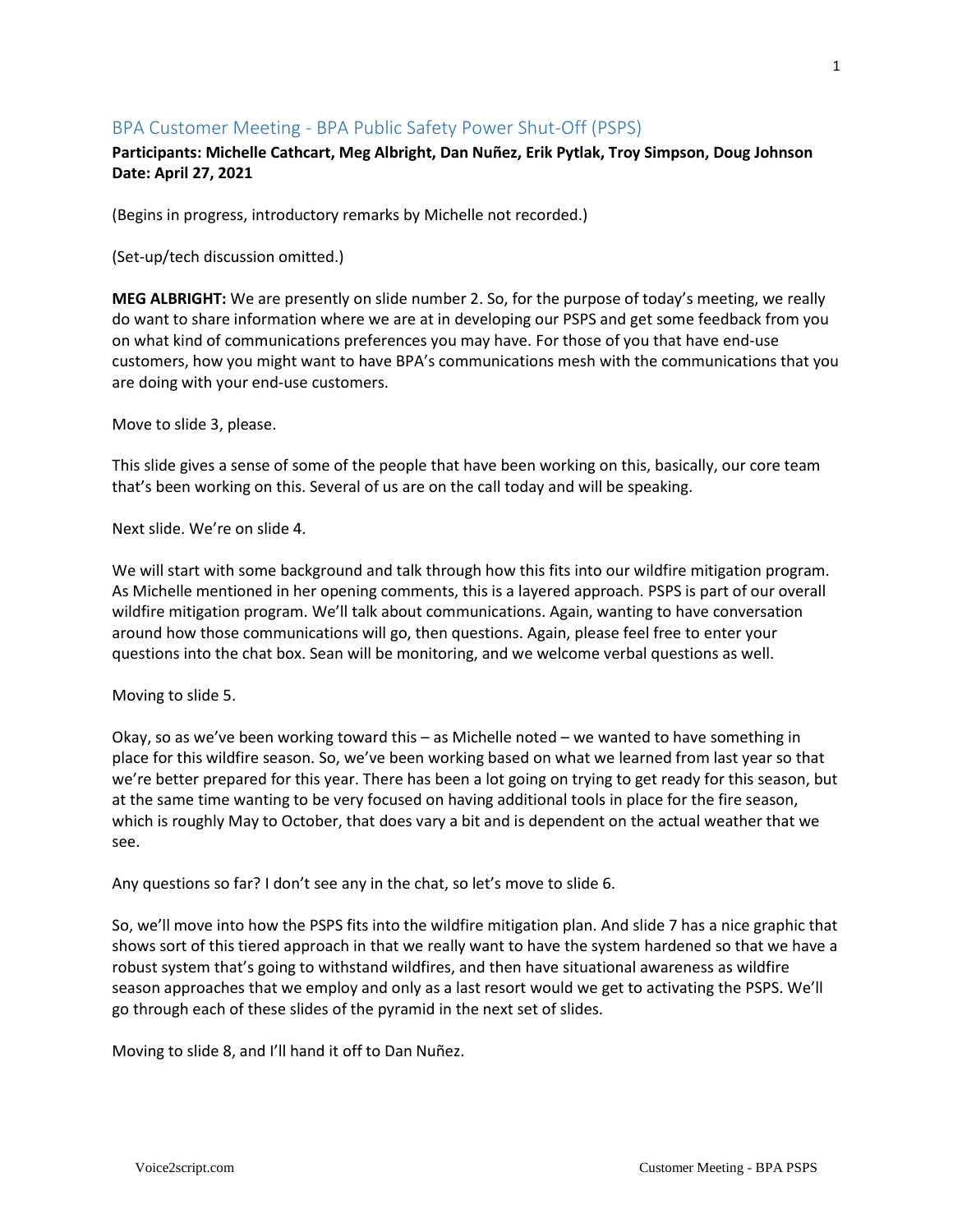# BPA Customer Meeting - BPA Public Safety Power Shut-Off (PSPS)

**Participants: Michelle Cathcart, Meg Albright, Dan Nuñez, Erik Pytlak, Troy Simpson, Doug Johnson**
**Date: April 27, 2021**

(Begins in progress, introductory remarks by Michelle not recorded.)

(Set-up/tech discussion omitted.)

**MEG ALBRIGHT:** We are presently on slide number 2. So, for the purpose of today's meeting, we really do want to share information where we are at in developing our PSPS and get some feedback from you on what kind of communications preferences you may have. For those of you that have end-use customers, how you might want to have BPA's communications mesh with the communications that you are doing with your end-use customers.

Move to slide 3, please.

This slide gives a sense of some of the people that have been working on this, basically, our core team that's been working on this. Several of us are on the call today and will be speaking.

Next slide. We're on slide 4.

We will start with some background and talk through how this fits into our wildfire mitigation program. As Michelle mentioned in her opening comments, this is a layered approach. PSPS is part of our overall wildfire mitigation program. We'll talk about communications. Again, wanting to have conversation around how those communications will go, then questions. Again, please feel free to enter your questions into the chat box. Sean will be monitoring, and we welcome verbal questions as well.

Moving to slide 5.

Okay, so as we've been working toward this – as Michelle noted – we wanted to have something in place for this wildfire season. So, we've been working based on what we learned from last year so that we're better prepared for this year. There has been a lot going on trying to get ready for this season, but at the same time wanting to be very focused on having additional tools in place for the fire season, which is roughly May to October, that does vary a bit and is dependent on the actual weather that we see.

Any questions so far? I don't see any in the chat, so let's move to slide 6.

So, we'll move into how the PSPS fits into the wildfire mitigation plan. And slide 7 has a nice graphic that shows sort of this tiered approach in that we really want to have the system hardened so that we have a robust system that's going to withstand wildfires, and then have situational awareness as wildfire season approaches that we employ and only as a last resort would we get to activating the PSPS. We'll go through each of these slides of the pyramid in the next set of slides.

Moving to slide 8, and I'll hand it off to Dan Nuñez.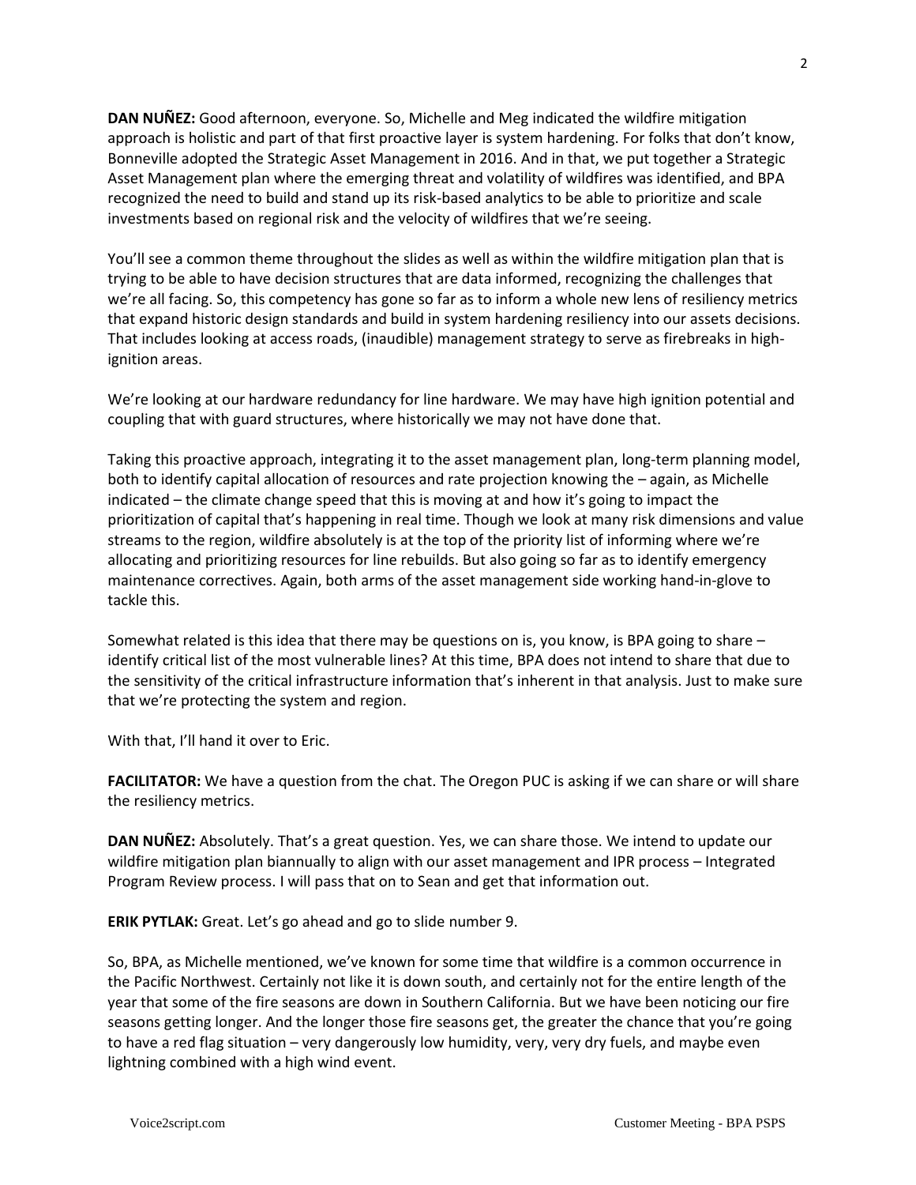**DAN NUÑEZ:** Good afternoon, everyone. So, Michelle and Meg indicated the wildfire mitigation approach is holistic and part of that first proactive layer is system hardening. For folks that don't know, Bonneville adopted the Strategic Asset Management in 2016. And in that, we put together a Strategic Asset Management plan where the emerging threat and volatility of wildfires was identified, and BPA recognized the need to build and stand up its risk-based analytics to be able to prioritize and scale investments based on regional risk and the velocity of wildfires that we're seeing.

You'll see a common theme throughout the slides as well as within the wildfire mitigation plan that is trying to be able to have decision structures that are data informed, recognizing the challenges that we're all facing. So, this competency has gone so far as to inform a whole new lens of resiliency metrics that expand historic design standards and build in system hardening resiliency into our assets decisions. That includes looking at access roads, (inaudible) management strategy to serve as firebreaks in high-ignition areas.

We're looking at our hardware redundancy for line hardware. We may have high ignition potential and coupling that with guard structures, where historically we may not have done that.

Taking this proactive approach, integrating it to the asset management plan, long-term planning model, both to identify capital allocation of resources and rate projection knowing the – again, as Michelle indicated – the climate change speed that this is moving at and how it's going to impact the prioritization of capital that's happening in real time. Though we look at many risk dimensions and value streams to the region, wildfire absolutely is at the top of the priority list of informing where we're allocating and prioritizing resources for line rebuilds. But also going so far as to identify emergency maintenance correctives. Again, both arms of the asset management side working hand-in-glove to tackle this.

Somewhat related is this idea that there may be questions on is, you know, is BPA going to share – identify critical list of the most vulnerable lines? At this time, BPA does not intend to share that due to the sensitivity of the critical infrastructure information that's inherent in that analysis. Just to make sure that we're protecting the system and region.

With that, I'll hand it over to Eric.

**FACILITATOR:** We have a question from the chat. The Oregon PUC is asking if we can share or will share the resiliency metrics.

**DAN NUÑEZ:** Absolutely. That's a great question. Yes, we can share those. We intend to update our wildfire mitigation plan biannually to align with our asset management and IPR process – Integrated Program Review process. I will pass that on to Sean and get that information out.

**ERIK PYTLAK:** Great. Let's go ahead and go to slide number 9.

So, BPA, as Michelle mentioned, we've known for some time that wildfire is a common occurrence in the Pacific Northwest. Certainly not like it is down south, and certainly not for the entire length of the year that some of the fire seasons are down in Southern California. But we have been noticing our fire seasons getting longer. And the longer those fire seasons get, the greater the chance that you're going to have a red flag situation – very dangerously low humidity, very, very dry fuels, and maybe even lightning combined with a high wind event.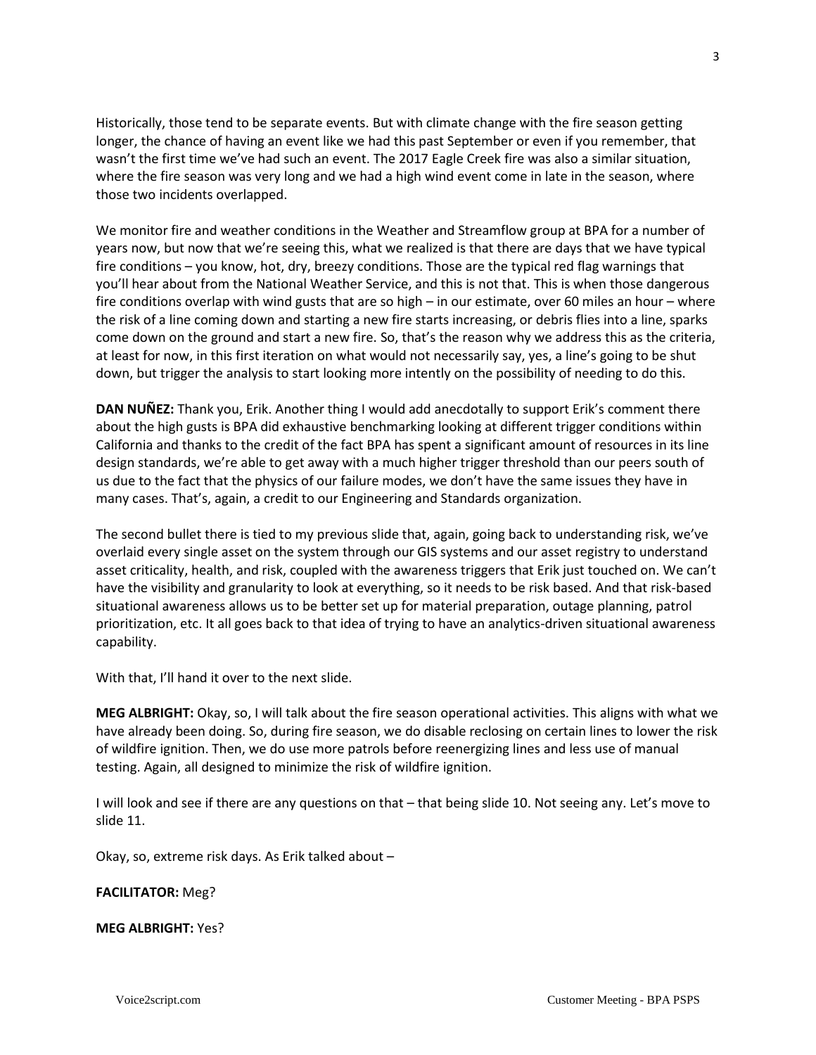Historically, those tend to be separate events. But with climate change with the fire season getting longer, the chance of having an event like we had this past September or even if you remember, that wasn't the first time we've had such an event. The 2017 Eagle Creek fire was also a similar situation, where the fire season was very long and we had a high wind event come in late in the season, where those two incidents overlapped.

We monitor fire and weather conditions in the Weather and Streamflow group at BPA for a number of years now, but now that we're seeing this, what we realized is that there are days that we have typical fire conditions – you know, hot, dry, breezy conditions. Those are the typical red flag warnings that you'll hear about from the National Weather Service, and this is not that. This is when those dangerous fire conditions overlap with wind gusts that are so high – in our estimate, over 60 miles an hour – where the risk of a line coming down and starting a new fire starts increasing, or debris flies into a line, sparks come down on the ground and start a new fire. So, that's the reason why we address this as the criteria, at least for now, in this first iteration on what would not necessarily say, yes, a line's going to be shut down, but trigger the analysis to start looking more intently on the possibility of needing to do this.

**DAN NUÑEZ:** Thank you, Erik. Another thing I would add anecdotally to support Erik's comment there about the high gusts is BPA did exhaustive benchmarking looking at different trigger conditions within California and thanks to the credit of the fact BPA has spent a significant amount of resources in its line design standards, we're able to get away with a much higher trigger threshold than our peers south of us due to the fact that the physics of our failure modes, we don't have the same issues they have in many cases. That's, again, a credit to our Engineering and Standards organization.

The second bullet there is tied to my previous slide that, again, going back to understanding risk, we've overlaid every single asset on the system through our GIS systems and our asset registry to understand asset criticality, health, and risk, coupled with the awareness triggers that Erik just touched on. We can't have the visibility and granularity to look at everything, so it needs to be risk based. And that risk-based situational awareness allows us to be better set up for material preparation, outage planning, patrol prioritization, etc. It all goes back to that idea of trying to have an analytics-driven situational awareness capability.

With that, I'll hand it over to the next slide.

**MEG ALBRIGHT:** Okay, so, I will talk about the fire season operational activities. This aligns with what we have already been doing. So, during fire season, we do disable reclosing on certain lines to lower the risk of wildfire ignition. Then, we do use more patrols before reenergizing lines and less use of manual testing. Again, all designed to minimize the risk of wildfire ignition.

I will look and see if there are any questions on that – that being slide 10. Not seeing any. Let's move to slide 11.

Okay, so, extreme risk days. As Erik talked about –

**FACILITATOR:** Meg?

**MEG ALBRIGHT:** Yes?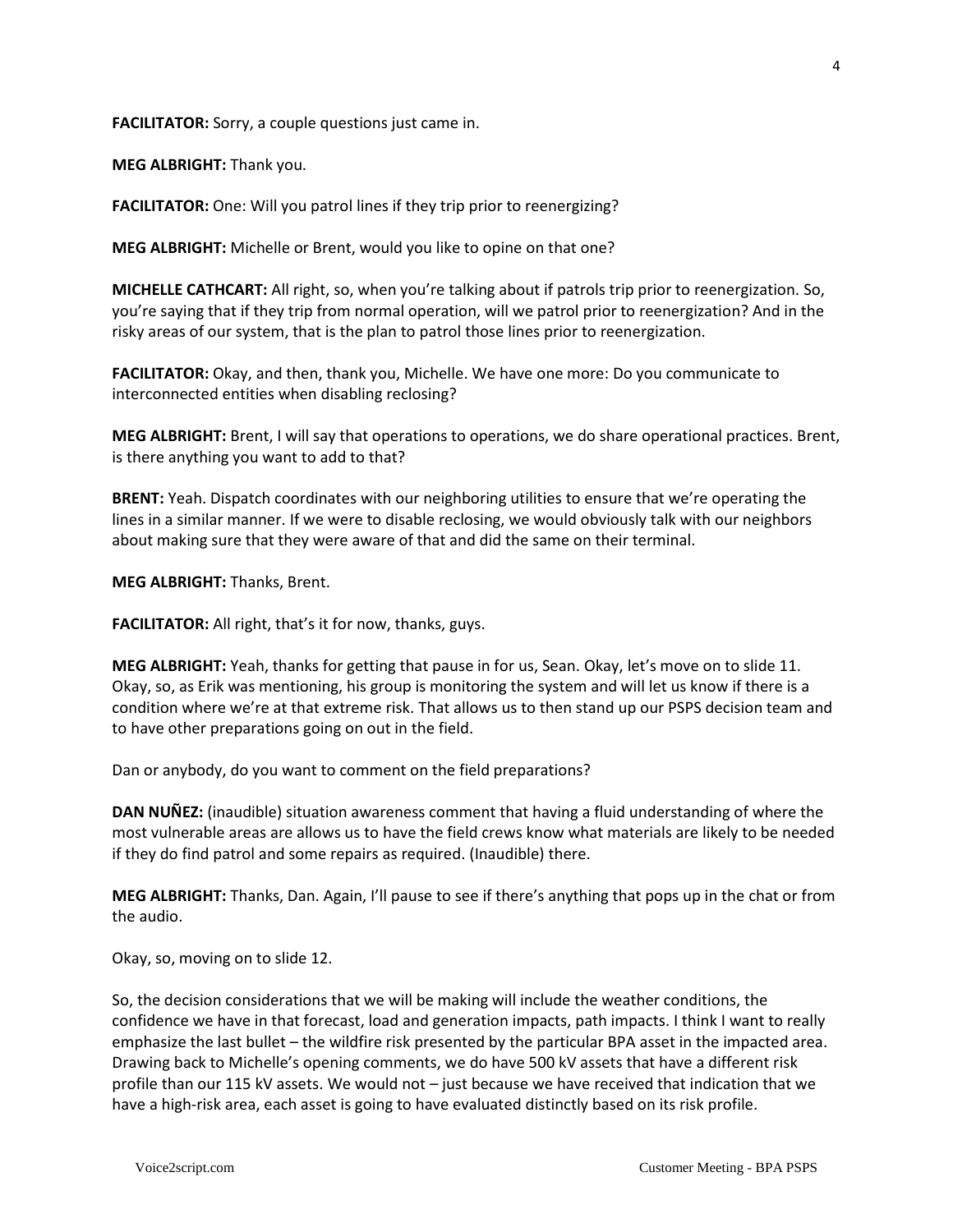**FACILITATOR:** Sorry, a couple questions just came in.

**MEG ALBRIGHT:** Thank you.

**FACILITATOR:** One: Will you patrol lines if they trip prior to reenergizing?

**MEG ALBRIGHT:** Michelle or Brent, would you like to opine on that one?

**MICHELLE CATHCART:** All right, so, when you're talking about if patrols trip prior to reenergization. So, you're saying that if they trip from normal operation, will we patrol prior to reenergization? And in the risky areas of our system, that is the plan to patrol those lines prior to reenergization.

**FACILITATOR:** Okay, and then, thank you, Michelle. We have one more: Do you communicate to interconnected entities when disabling reclosing?

**MEG ALBRIGHT:** Brent, I will say that operations to operations, we do share operational practices. Brent, is there anything you want to add to that?

**BRENT:** Yeah. Dispatch coordinates with our neighboring utilities to ensure that we're operating the lines in a similar manner. If we were to disable reclosing, we would obviously talk with our neighbors about making sure that they were aware of that and did the same on their terminal.

**MEG ALBRIGHT:** Thanks, Brent.

**FACILITATOR:** All right, that's it for now, thanks, guys.

**MEG ALBRIGHT:** Yeah, thanks for getting that pause in for us, Sean. Okay, let's move on to slide 11. Okay, so, as Erik was mentioning, his group is monitoring the system and will let us know if there is a condition where we're at that extreme risk. That allows us to then stand up our PSPS decision team and to have other preparations going on out in the field.

Dan or anybody, do you want to comment on the field preparations?

**DAN NUÑEZ:** (inaudible) situation awareness comment that having a fluid understanding of where the most vulnerable areas are allows us to have the field crews know what materials are likely to be needed if they do find patrol and some repairs as required. (Inaudible) there.

**MEG ALBRIGHT:** Thanks, Dan. Again, I'll pause to see if there's anything that pops up in the chat or from the audio.

Okay, so, moving on to slide 12.

So, the decision considerations that we will be making will include the weather conditions, the confidence we have in that forecast, load and generation impacts, path impacts. I think I want to really emphasize the last bullet – the wildfire risk presented by the particular BPA asset in the impacted area. Drawing back to Michelle's opening comments, we do have 500 kV assets that have a different risk profile than our 115 kV assets. We would not – just because we have received that indication that we have a high-risk area, each asset is going to have evaluated distinctly based on its risk profile.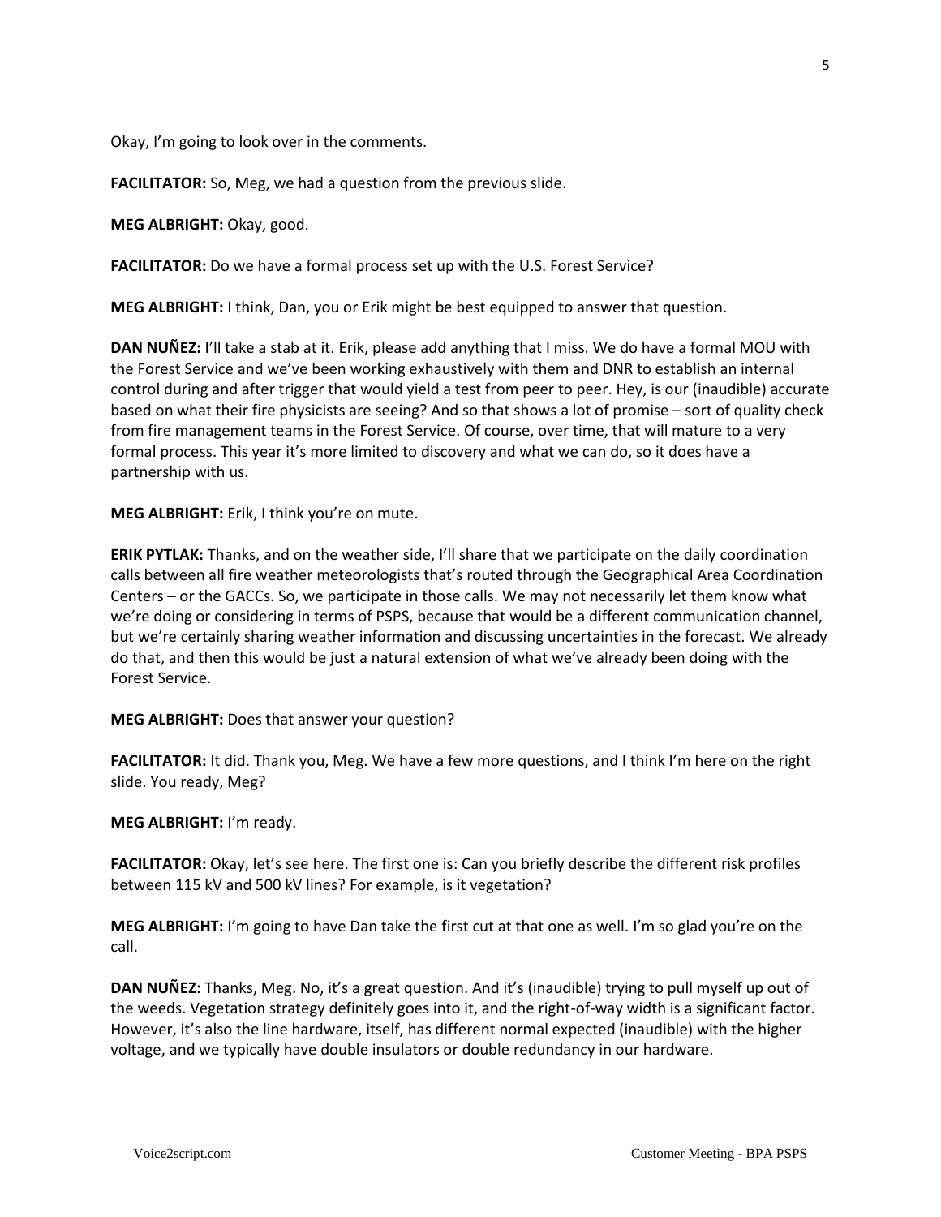Okay, I'm going to look over in the comments.

**FACILITATOR:** So, Meg, we had a question from the previous slide.

**MEG ALBRIGHT:** Okay, good.

**FACILITATOR:** Do we have a formal process set up with the U.S. Forest Service?

**MEG ALBRIGHT:** I think, Dan, you or Erik might be best equipped to answer that question.

**DAN NUÑEZ:** I'll take a stab at it. Erik, please add anything that I miss. We do have a formal MOU with the Forest Service and we've been working exhaustively with them and DNR to establish an internal control during and after trigger that would yield a test from peer to peer. Hey, is our (inaudible) accurate based on what their fire physicists are seeing? And so that shows a lot of promise – sort of quality check from fire management teams in the Forest Service. Of course, over time, that will mature to a very formal process. This year it's more limited to discovery and what we can do, so it does have a partnership with us.

**MEG ALBRIGHT:** Erik, I think you're on mute.

**ERIK PYTLAK:** Thanks, and on the weather side, I'll share that we participate on the daily coordination calls between all fire weather meteorologists that's routed through the Geographical Area Coordination Centers – or the GACCs. So, we participate in those calls. We may not necessarily let them know what we're doing or considering in terms of PSPS, because that would be a different communication channel, but we're certainly sharing weather information and discussing uncertainties in the forecast. We already do that, and then this would be just a natural extension of what we've already been doing with the Forest Service.

**MEG ALBRIGHT:** Does that answer your question?

**FACILITATOR:** It did. Thank you, Meg. We have a few more questions, and I think I'm here on the right slide. You ready, Meg?

**MEG ALBRIGHT:** I'm ready.

**FACILITATOR:** Okay, let's see here. The first one is: Can you briefly describe the different risk profiles between 115 kV and 500 kV lines? For example, is it vegetation?

**MEG ALBRIGHT:** I'm going to have Dan take the first cut at that one as well. I'm so glad you're on the call.

**DAN NUÑEZ:** Thanks, Meg. No, it's a great question. And it's (inaudible) trying to pull myself up out of the weeds. Vegetation strategy definitely goes into it, and the right-of-way width is a significant factor. However, it's also the line hardware, itself, has different normal expected (inaudible) with the higher voltage, and we typically have double insulators or double redundancy in our hardware.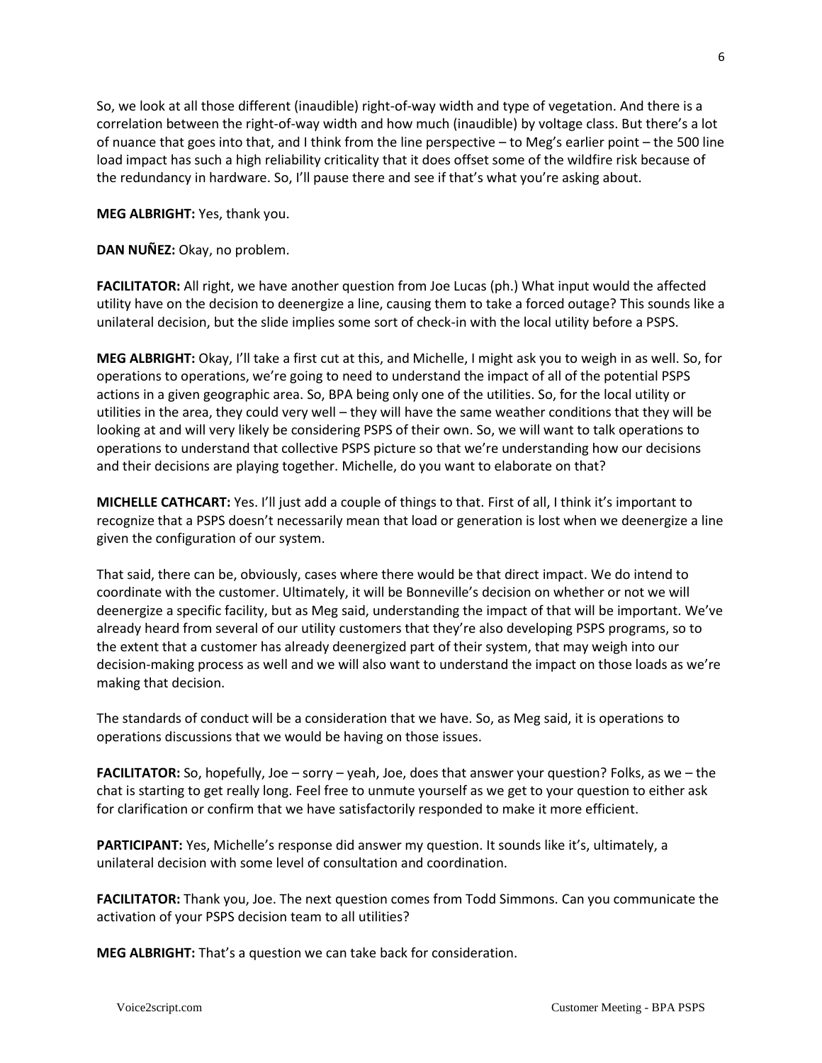So, we look at all those different (inaudible) right-of-way width and type of vegetation. And there is a correlation between the right-of-way width and how much (inaudible) by voltage class. But there's a lot of nuance that goes into that, and I think from the line perspective – to Meg's earlier point – the 500 line load impact has such a high reliability criticality that it does offset some of the wildfire risk because of the redundancy in hardware. So, I'll pause there and see if that's what you're asking about.

**MEG ALBRIGHT:** Yes, thank you.

**DAN NUÑEZ:** Okay, no problem.

**FACILITATOR:** All right, we have another question from Joe Lucas (ph.) What input would the affected utility have on the decision to deenergize a line, causing them to take a forced outage? This sounds like a unilateral decision, but the slide implies some sort of check-in with the local utility before a PSPS.

**MEG ALBRIGHT:** Okay, I'll take a first cut at this, and Michelle, I might ask you to weigh in as well. So, for operations to operations, we're going to need to understand the impact of all of the potential PSPS actions in a given geographic area. So, BPA being only one of the utilities. So, for the local utility or utilities in the area, they could very well – they will have the same weather conditions that they will be looking at and will very likely be considering PSPS of their own. So, we will want to talk operations to operations to understand that collective PSPS picture so that we're understanding how our decisions and their decisions are playing together. Michelle, do you want to elaborate on that?

**MICHELLE CATHCART:** Yes. I'll just add a couple of things to that. First of all, I think it's important to recognize that a PSPS doesn't necessarily mean that load or generation is lost when we deenergize a line given the configuration of our system.

That said, there can be, obviously, cases where there would be that direct impact. We do intend to coordinate with the customer. Ultimately, it will be Bonneville's decision on whether or not we will deenergize a specific facility, but as Meg said, understanding the impact of that will be important. We've already heard from several of our utility customers that they're also developing PSPS programs, so to the extent that a customer has already deenergized part of their system, that may weigh into our decision-making process as well and we will also want to understand the impact on those loads as we're making that decision.

The standards of conduct will be a consideration that we have. So, as Meg said, it is operations to operations discussions that we would be having on those issues.

**FACILITATOR:** So, hopefully, Joe – sorry – yeah, Joe, does that answer your question? Folks, as we – the chat is starting to get really long. Feel free to unmute yourself as we get to your question to either ask for clarification or confirm that we have satisfactorily responded to make it more efficient.

**PARTICIPANT:** Yes, Michelle's response did answer my question. It sounds like it's, ultimately, a unilateral decision with some level of consultation and coordination.

**FACILITATOR:** Thank you, Joe. The next question comes from Todd Simmons. Can you communicate the activation of your PSPS decision team to all utilities?

**MEG ALBRIGHT:** That's a question we can take back for consideration.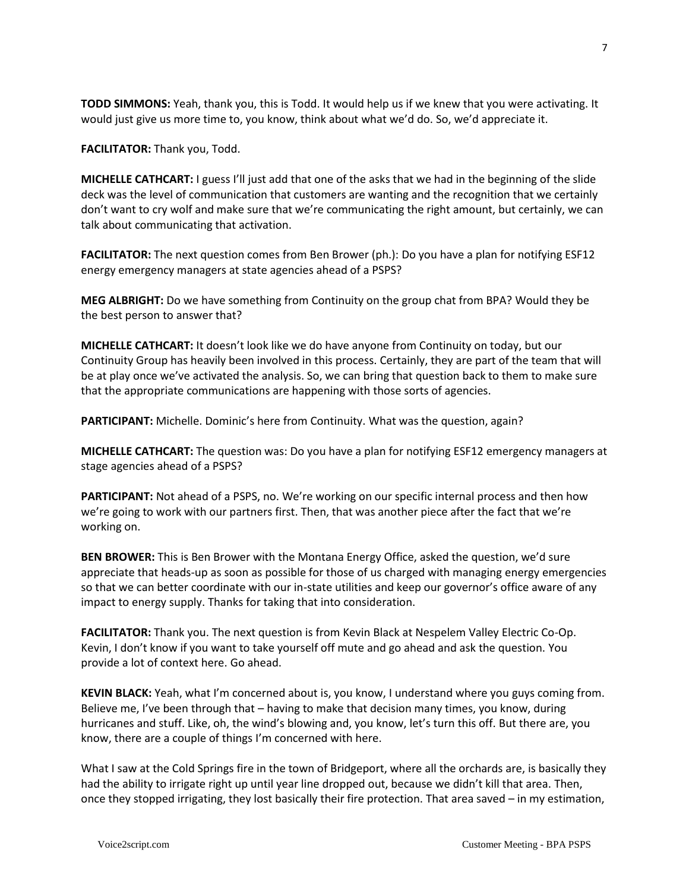**TODD SIMMONS:** Yeah, thank you, this is Todd. It would help us if we knew that you were activating. It would just give us more time to, you know, think about what we'd do. So, we'd appreciate it.

**FACILITATOR:** Thank you, Todd.

**MICHELLE CATHCART:** I guess I'll just add that one of the asks that we had in the beginning of the slide deck was the level of communication that customers are wanting and the recognition that we certainly don't want to cry wolf and make sure that we're communicating the right amount, but certainly, we can talk about communicating that activation.

**FACILITATOR:** The next question comes from Ben Brower (ph.): Do you have a plan for notifying ESF12 energy emergency managers at state agencies ahead of a PSPS?

**MEG ALBRIGHT:** Do we have something from Continuity on the group chat from BPA? Would they be the best person to answer that?

**MICHELLE CATHCART:** It doesn't look like we do have anyone from Continuity on today, but our Continuity Group has heavily been involved in this process. Certainly, they are part of the team that will be at play once we've activated the analysis. So, we can bring that question back to them to make sure that the appropriate communications are happening with those sorts of agencies.

**PARTICIPANT:** Michelle. Dominic's here from Continuity. What was the question, again?

**MICHELLE CATHCART:** The question was: Do you have a plan for notifying ESF12 emergency managers at stage agencies ahead of a PSPS?

**PARTICIPANT:** Not ahead of a PSPS, no. We're working on our specific internal process and then how we're going to work with our partners first. Then, that was another piece after the fact that we're working on.

**BEN BROWER:** This is Ben Brower with the Montana Energy Office, asked the question, we'd sure appreciate that heads-up as soon as possible for those of us charged with managing energy emergencies so that we can better coordinate with our in-state utilities and keep our governor's office aware of any impact to energy supply. Thanks for taking that into consideration.

**FACILITATOR:** Thank you. The next question is from Kevin Black at Nespelem Valley Electric Co-Op. Kevin, I don't know if you want to take yourself off mute and go ahead and ask the question. You provide a lot of context here. Go ahead.

**KEVIN BLACK:** Yeah, what I'm concerned about is, you know, I understand where you guys coming from. Believe me, I've been through that – having to make that decision many times, you know, during hurricanes and stuff. Like, oh, the wind's blowing and, you know, let's turn this off. But there are, you know, there are a couple of things I'm concerned with here.

What I saw at the Cold Springs fire in the town of Bridgeport, where all the orchards are, is basically they had the ability to irrigate right up until year line dropped out, because we didn't kill that area. Then, once they stopped irrigating, they lost basically their fire protection. That area saved – in my estimation,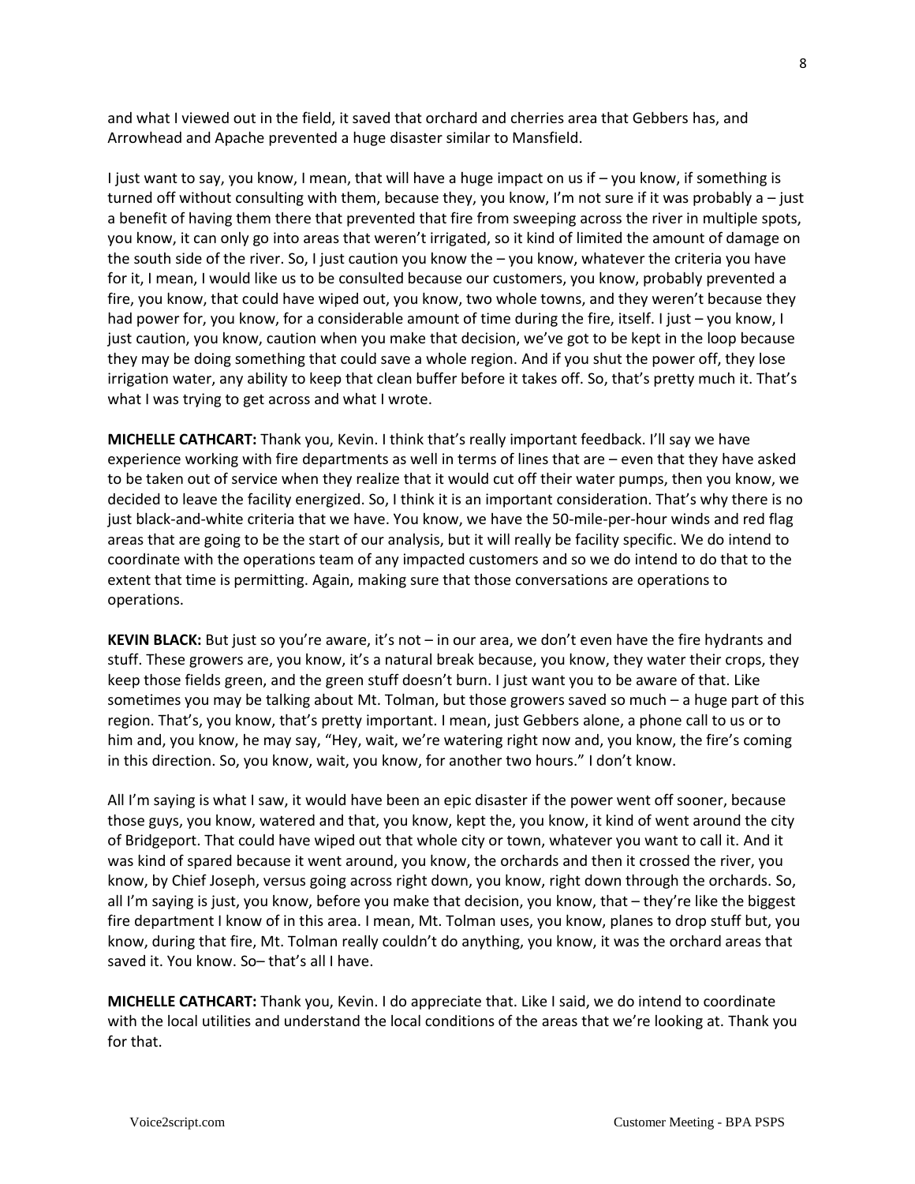and what I viewed out in the field, it saved that orchard and cherries area that Gebbers has, and Arrowhead and Apache prevented a huge disaster similar to Mansfield.

I just want to say, you know, I mean, that will have a huge impact on us if – you know, if something is turned off without consulting with them, because they, you know, I'm not sure if it was probably a – just a benefit of having them there that prevented that fire from sweeping across the river in multiple spots, you know, it can only go into areas that weren't irrigated, so it kind of limited the amount of damage on the south side of the river. So, I just caution you know the – you know, whatever the criteria you have for it, I mean, I would like us to be consulted because our customers, you know, probably prevented a fire, you know, that could have wiped out, you know, two whole towns, and they weren't because they had power for, you know, for a considerable amount of time during the fire, itself. I just – you know, I just caution, you know, caution when you make that decision, we've got to be kept in the loop because they may be doing something that could save a whole region. And if you shut the power off, they lose irrigation water, any ability to keep that clean buffer before it takes off. So, that's pretty much it. That's what I was trying to get across and what I wrote.

**MICHELLE CATHCART:** Thank you, Kevin. I think that's really important feedback. I'll say we have experience working with fire departments as well in terms of lines that are – even that they have asked to be taken out of service when they realize that it would cut off their water pumps, then you know, we decided to leave the facility energized. So, I think it is an important consideration. That's why there is no just black-and-white criteria that we have. You know, we have the 50-mile-per-hour winds and red flag areas that are going to be the start of our analysis, but it will really be facility specific. We do intend to coordinate with the operations team of any impacted customers and so we do intend to do that to the extent that time is permitting. Again, making sure that those conversations are operations to operations.

**KEVIN BLACK:** But just so you're aware, it's not – in our area, we don't even have the fire hydrants and stuff. These growers are, you know, it's a natural break because, you know, they water their crops, they keep those fields green, and the green stuff doesn't burn. I just want you to be aware of that. Like sometimes you may be talking about Mt. Tolman, but those growers saved so much – a huge part of this region. That's, you know, that's pretty important. I mean, just Gebbers alone, a phone call to us or to him and, you know, he may say, "Hey, wait, we're watering right now and, you know, the fire's coming in this direction. So, you know, wait, you know, for another two hours." I don't know.

All I'm saying is what I saw, it would have been an epic disaster if the power went off sooner, because those guys, you know, watered and that, you know, kept the, you know, it kind of went around the city of Bridgeport. That could have wiped out that whole city or town, whatever you want to call it. And it was kind of spared because it went around, you know, the orchards and then it crossed the river, you know, by Chief Joseph, versus going across right down, you know, right down through the orchards. So, all I'm saying is just, you know, before you make that decision, you know, that – they're like the biggest fire department I know of in this area. I mean, Mt. Tolman uses, you know, planes to drop stuff but, you know, during that fire, Mt. Tolman really couldn't do anything, you know, it was the orchard areas that saved it. You know. So– that's all I have.

**MICHELLE CATHCART:** Thank you, Kevin. I do appreciate that. Like I said, we do intend to coordinate with the local utilities and understand the local conditions of the areas that we're looking at. Thank you for that.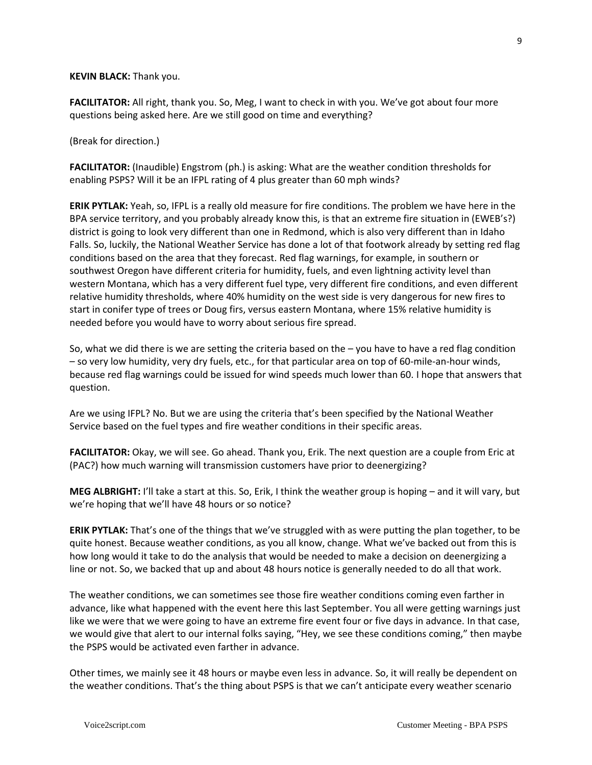**KEVIN BLACK:** Thank you.

**FACILITATOR:** All right, thank you. So, Meg, I want to check in with you. We've got about four more questions being asked here. Are we still good on time and everything?

(Break for direction.)

**FACILITATOR:** (Inaudible) Engstrom (ph.) is asking: What are the weather condition thresholds for enabling PSPS? Will it be an IFPL rating of 4 plus greater than 60 mph winds?

**ERIK PYTLAK:** Yeah, so, IFPL is a really old measure for fire conditions. The problem we have here in the BPA service territory, and you probably already know this, is that an extreme fire situation in (EWEB's?) district is going to look very different than one in Redmond, which is also very different than in Idaho Falls. So, luckily, the National Weather Service has done a lot of that footwork already by setting red flag conditions based on the area that they forecast. Red flag warnings, for example, in southern or southwest Oregon have different criteria for humidity, fuels, and even lightning activity level than western Montana, which has a very different fuel type, very different fire conditions, and even different relative humidity thresholds, where 40% humidity on the west side is very dangerous for new fires to start in conifer type of trees or Doug firs, versus eastern Montana, where 15% relative humidity is needed before you would have to worry about serious fire spread.

So, what we did there is we are setting the criteria based on the – you have to have a red flag condition – so very low humidity, very dry fuels, etc., for that particular area on top of 60-mile-an-hour winds, because red flag warnings could be issued for wind speeds much lower than 60. I hope that answers that question.

Are we using IFPL? No. But we are using the criteria that's been specified by the National Weather Service based on the fuel types and fire weather conditions in their specific areas.

**FACILITATOR:** Okay, we will see. Go ahead. Thank you, Erik. The next question are a couple from Eric at (PAC?) how much warning will transmission customers have prior to deenergizing?

**MEG ALBRIGHT:** I'll take a start at this. So, Erik, I think the weather group is hoping – and it will vary, but we're hoping that we'll have 48 hours or so notice?

**ERIK PYTLAK:** That's one of the things that we've struggled with as were putting the plan together, to be quite honest. Because weather conditions, as you all know, change. What we've backed out from this is how long would it take to do the analysis that would be needed to make a decision on deenergizing a line or not. So, we backed that up and about 48 hours notice is generally needed to do all that work.

The weather conditions, we can sometimes see those fire weather conditions coming even farther in advance, like what happened with the event here this last September. You all were getting warnings just like we were that we were going to have an extreme fire event four or five days in advance. In that case, we would give that alert to our internal folks saying, "Hey, we see these conditions coming," then maybe the PSPS would be activated even farther in advance.

Other times, we mainly see it 48 hours or maybe even less in advance. So, it will really be dependent on the weather conditions. That's the thing about PSPS is that we can't anticipate every weather scenario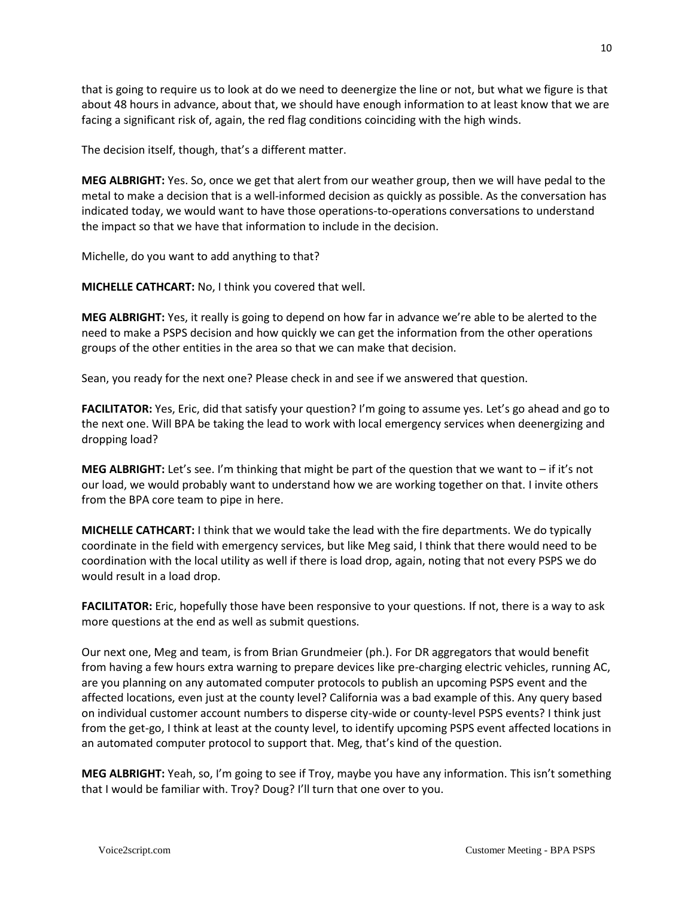that is going to require us to look at do we need to deenergize the line or not, but what we figure is that about 48 hours in advance, about that, we should have enough information to at least know that we are facing a significant risk of, again, the red flag conditions coinciding with the high winds.

The decision itself, though, that's a different matter.

**MEG ALBRIGHT:** Yes. So, once we get that alert from our weather group, then we will have pedal to the metal to make a decision that is a well-informed decision as quickly as possible. As the conversation has indicated today, we would want to have those operations-to-operations conversations to understand the impact so that we have that information to include in the decision.

Michelle, do you want to add anything to that?

**MICHELLE CATHCART:** No, I think you covered that well.

**MEG ALBRIGHT:** Yes, it really is going to depend on how far in advance we're able to be alerted to the need to make a PSPS decision and how quickly we can get the information from the other operations groups of the other entities in the area so that we can make that decision.

Sean, you ready for the next one? Please check in and see if we answered that question.

**FACILITATOR:** Yes, Eric, did that satisfy your question? I'm going to assume yes. Let's go ahead and go to the next one. Will BPA be taking the lead to work with local emergency services when deenergizing and dropping load?

**MEG ALBRIGHT:** Let's see. I'm thinking that might be part of the question that we want to – if it's not our load, we would probably want to understand how we are working together on that. I invite others from the BPA core team to pipe in here.

**MICHELLE CATHCART:** I think that we would take the lead with the fire departments. We do typically coordinate in the field with emergency services, but like Meg said, I think that there would need to be coordination with the local utility as well if there is load drop, again, noting that not every PSPS we do would result in a load drop.

**FACILITATOR:** Eric, hopefully those have been responsive to your questions. If not, there is a way to ask more questions at the end as well as submit questions.

Our next one, Meg and team, is from Brian Grundmeier (ph.). For DR aggregators that would benefit from having a few hours extra warning to prepare devices like pre-charging electric vehicles, running AC, are you planning on any automated computer protocols to publish an upcoming PSPS event and the affected locations, even just at the county level? California was a bad example of this. Any query based on individual customer account numbers to disperse city-wide or county-level PSPS events? I think just from the get-go, I think at least at the county level, to identify upcoming PSPS event affected locations in an automated computer protocol to support that. Meg, that's kind of the question.

**MEG ALBRIGHT:** Yeah, so, I'm going to see if Troy, maybe you have any information. This isn't something that I would be familiar with. Troy? Doug? I'll turn that one over to you.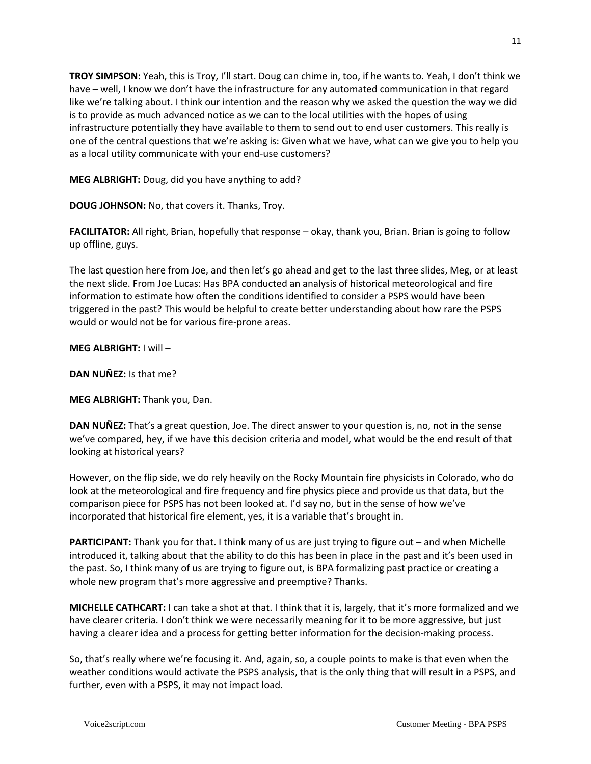**TROY SIMPSON:** Yeah, this is Troy, I'll start. Doug can chime in, too, if he wants to. Yeah, I don't think we have – well, I know we don't have the infrastructure for any automated communication in that regard like we're talking about. I think our intention and the reason why we asked the question the way we did is to provide as much advanced notice as we can to the local utilities with the hopes of using infrastructure potentially they have available to them to send out to end user customers. This really is one of the central questions that we're asking is: Given what we have, what can we give you to help you as a local utility communicate with your end-use customers?

**MEG ALBRIGHT:** Doug, did you have anything to add?

**DOUG JOHNSON:** No, that covers it. Thanks, Troy.

**FACILITATOR:** All right, Brian, hopefully that response – okay, thank you, Brian. Brian is going to follow up offline, guys.

The last question here from Joe, and then let's go ahead and get to the last three slides, Meg, or at least the next slide. From Joe Lucas: Has BPA conducted an analysis of historical meteorological and fire information to estimate how often the conditions identified to consider a PSPS would have been triggered in the past? This would be helpful to create better understanding about how rare the PSPS would or would not be for various fire-prone areas.

**MEG ALBRIGHT:** I will –

**DAN NUÑEZ:** Is that me?

**MEG ALBRIGHT:** Thank you, Dan.

**DAN NUÑEZ:** That's a great question, Joe. The direct answer to your question is, no, not in the sense we've compared, hey, if we have this decision criteria and model, what would be the end result of that looking at historical years?

However, on the flip side, we do rely heavily on the Rocky Mountain fire physicists in Colorado, who do look at the meteorological and fire frequency and fire physics piece and provide us that data, but the comparison piece for PSPS has not been looked at. I'd say no, but in the sense of how we've incorporated that historical fire element, yes, it is a variable that's brought in.

**PARTICIPANT:** Thank you for that. I think many of us are just trying to figure out – and when Michelle introduced it, talking about that the ability to do this has been in place in the past and it's been used in the past. So, I think many of us are trying to figure out, is BPA formalizing past practice or creating a whole new program that's more aggressive and preemptive? Thanks.

**MICHELLE CATHCART:** I can take a shot at that. I think that it is, largely, that it's more formalized and we have clearer criteria. I don't think we were necessarily meaning for it to be more aggressive, but just having a clearer idea and a process for getting better information for the decision-making process.

So, that's really where we're focusing it. And, again, so, a couple points to make is that even when the weather conditions would activate the PSPS analysis, that is the only thing that will result in a PSPS, and further, even with a PSPS, it may not impact load.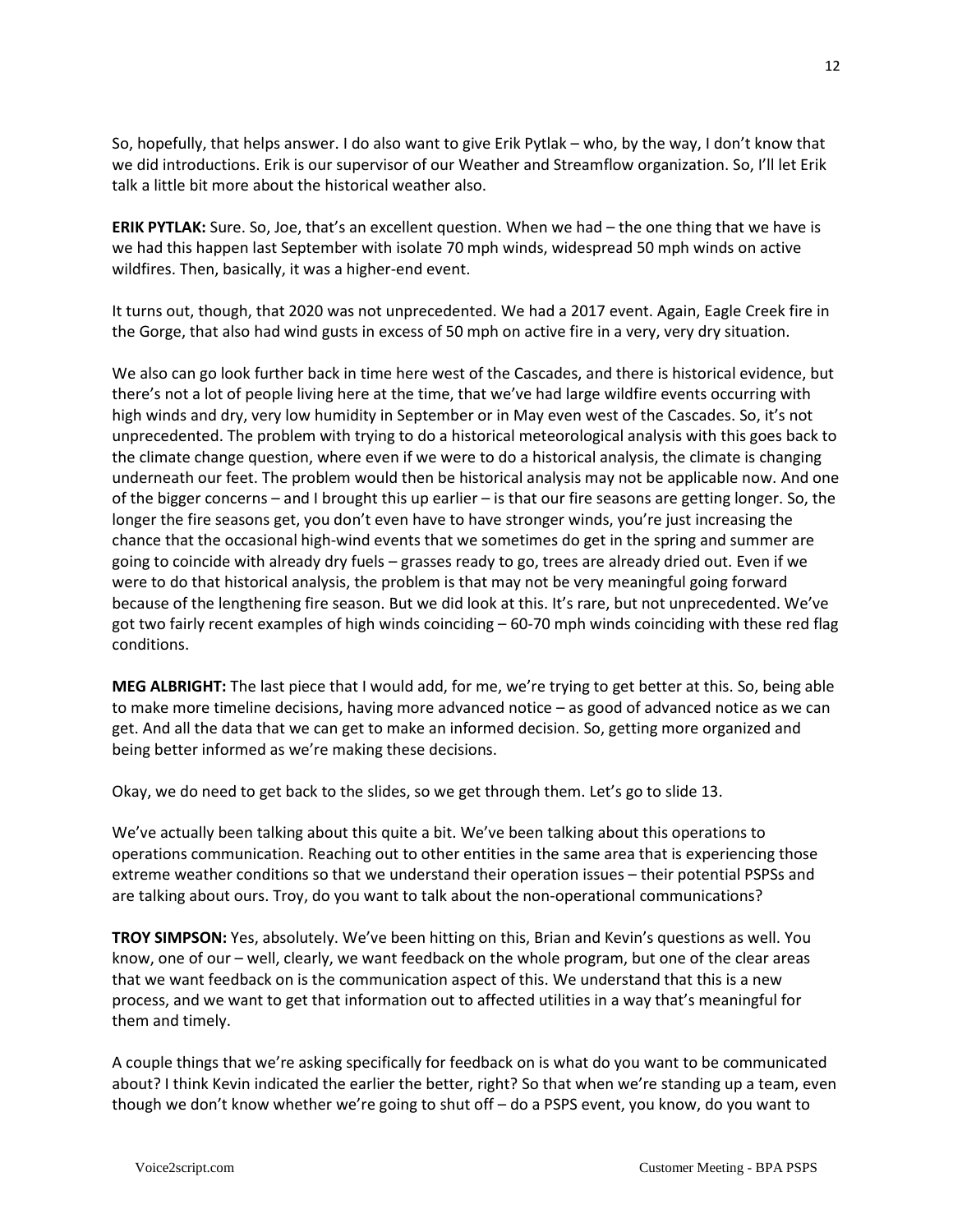So, hopefully, that helps answer. I do also want to give Erik Pytlak – who, by the way, I don't know that we did introductions. Erik is our supervisor of our Weather and Streamflow organization. So, I'll let Erik talk a little bit more about the historical weather also.

**ERIK PYTLAK:** Sure. So, Joe, that's an excellent question. When we had – the one thing that we have is we had this happen last September with isolate 70 mph winds, widespread 50 mph winds on active wildfires. Then, basically, it was a higher-end event.

It turns out, though, that 2020 was not unprecedented. We had a 2017 event. Again, Eagle Creek fire in the Gorge, that also had wind gusts in excess of 50 mph on active fire in a very, very dry situation.

We also can go look further back in time here west of the Cascades, and there is historical evidence, but there's not a lot of people living here at the time, that we've had large wildfire events occurring with high winds and dry, very low humidity in September or in May even west of the Cascades. So, it's not unprecedented. The problem with trying to do a historical meteorological analysis with this goes back to the climate change question, where even if we were to do a historical analysis, the climate is changing underneath our feet. The problem would then be historical analysis may not be applicable now. And one of the bigger concerns – and I brought this up earlier – is that our fire seasons are getting longer. So, the longer the fire seasons get, you don't even have to have stronger winds, you're just increasing the chance that the occasional high-wind events that we sometimes do get in the spring and summer are going to coincide with already dry fuels – grasses ready to go, trees are already dried out. Even if we were to do that historical analysis, the problem is that may not be very meaningful going forward because of the lengthening fire season. But we did look at this. It's rare, but not unprecedented. We've got two fairly recent examples of high winds coinciding – 60-70 mph winds coinciding with these red flag conditions.

**MEG ALBRIGHT:** The last piece that I would add, for me, we're trying to get better at this. So, being able to make more timeline decisions, having more advanced notice – as good of advanced notice as we can get. And all the data that we can get to make an informed decision. So, getting more organized and being better informed as we're making these decisions.

Okay, we do need to get back to the slides, so we get through them. Let's go to slide 13.

We've actually been talking about this quite a bit. We've been talking about this operations to operations communication. Reaching out to other entities in the same area that is experiencing those extreme weather conditions so that we understand their operation issues – their potential PSPSs and are talking about ours. Troy, do you want to talk about the non-operational communications?

**TROY SIMPSON:** Yes, absolutely. We've been hitting on this, Brian and Kevin's questions as well. You know, one of our – well, clearly, we want feedback on the whole program, but one of the clear areas that we want feedback on is the communication aspect of this. We understand that this is a new process, and we want to get that information out to affected utilities in a way that's meaningful for them and timely.

A couple things that we're asking specifically for feedback on is what do you want to be communicated about? I think Kevin indicated the earlier the better, right? So that when we're standing up a team, even though we don't know whether we're going to shut off – do a PSPS event, you know, do you want to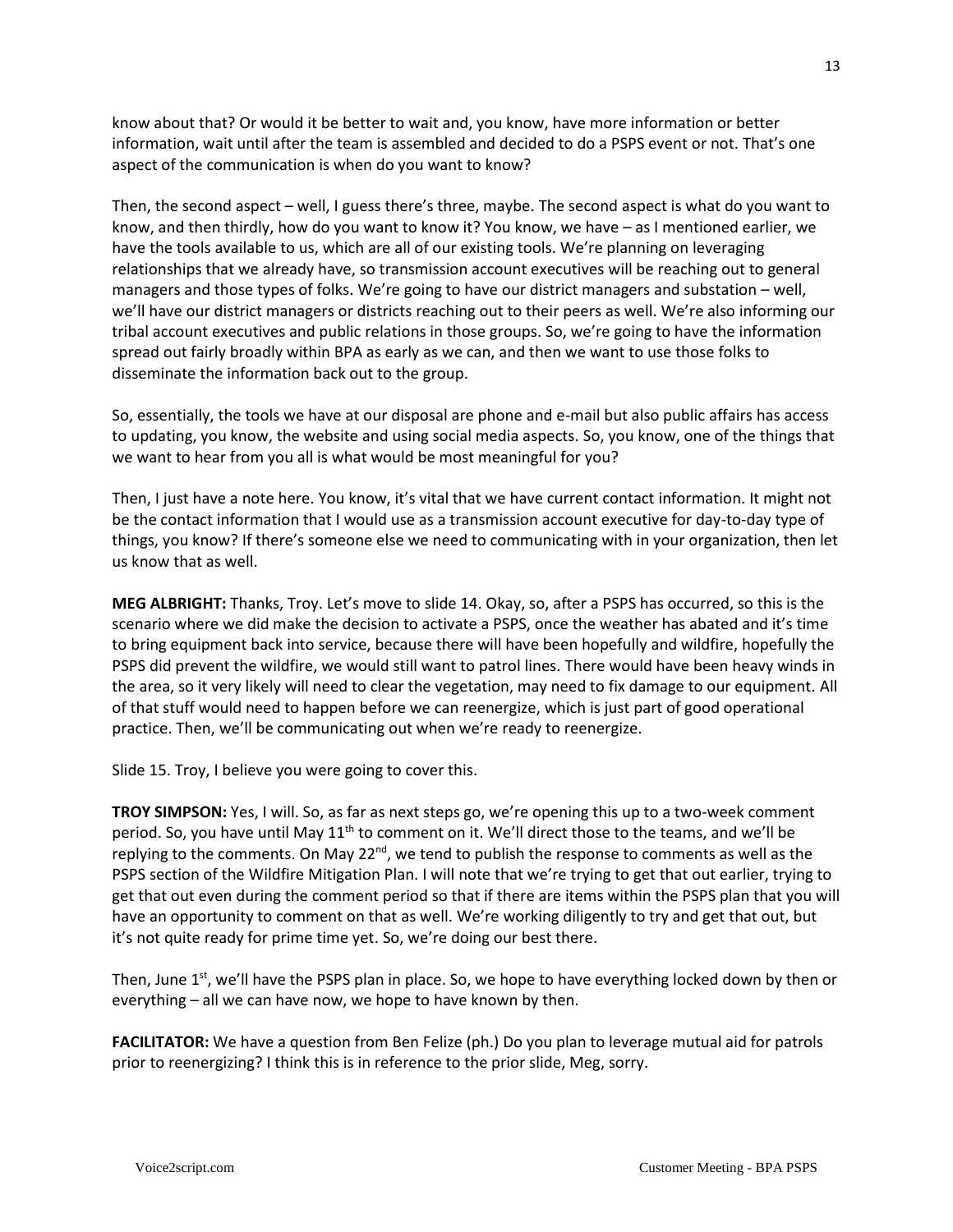know about that? Or would it be better to wait and, you know, have more information or better information, wait until after the team is assembled and decided to do a PSPS event or not. That's one aspect of the communication is when do you want to know?

Then, the second aspect – well, I guess there's three, maybe. The second aspect is what do you want to know, and then thirdly, how do you want to know it? You know, we have – as I mentioned earlier, we have the tools available to us, which are all of our existing tools. We're planning on leveraging relationships that we already have, so transmission account executives will be reaching out to general managers and those types of folks. We're going to have our district managers and substation – well, we'll have our district managers or districts reaching out to their peers as well. We're also informing our tribal account executives and public relations in those groups. So, we're going to have the information spread out fairly broadly within BPA as early as we can, and then we want to use those folks to disseminate the information back out to the group.

So, essentially, the tools we have at our disposal are phone and e-mail but also public affairs has access to updating, you know, the website and using social media aspects. So, you know, one of the things that we want to hear from you all is what would be most meaningful for you?

Then, I just have a note here. You know, it's vital that we have current contact information. It might not be the contact information that I would use as a transmission account executive for day-to-day type of things, you know? If there's someone else we need to communicating with in your organization, then let us know that as well.

**MEG ALBRIGHT:** Thanks, Troy. Let's move to slide 14. Okay, so, after a PSPS has occurred, so this is the scenario where we did make the decision to activate a PSPS, once the weather has abated and it's time to bring equipment back into service, because there will have been hopefully and wildfire, hopefully the PSPS did prevent the wildfire, we would still want to patrol lines. There would have been heavy winds in the area, so it very likely will need to clear the vegetation, may need to fix damage to our equipment. All of that stuff would need to happen before we can reenergize, which is just part of good operational practice. Then, we'll be communicating out when we're ready to reenergize.

Slide 15. Troy, I believe you were going to cover this.

**TROY SIMPSON:** Yes, I will. So, as far as next steps go, we're opening this up to a two-week comment period. So, you have until May 11th to comment on it. We'll direct those to the teams, and we'll be replying to the comments. On May 22nd, we tend to publish the response to comments as well as the PSPS section of the Wildfire Mitigation Plan. I will note that we're trying to get that out earlier, trying to get that out even during the comment period so that if there are items within the PSPS plan that you will have an opportunity to comment on that as well. We're working diligently to try and get that out, but it's not quite ready for prime time yet. So, we're doing our best there.

Then, June 1st, we'll have the PSPS plan in place. So, we hope to have everything locked down by then or everything – all we can have now, we hope to have known by then.

**FACILITATOR:** We have a question from Ben Felize (ph.) Do you plan to leverage mutual aid for patrols prior to reenergizing? I think this is in reference to the prior slide, Meg, sorry.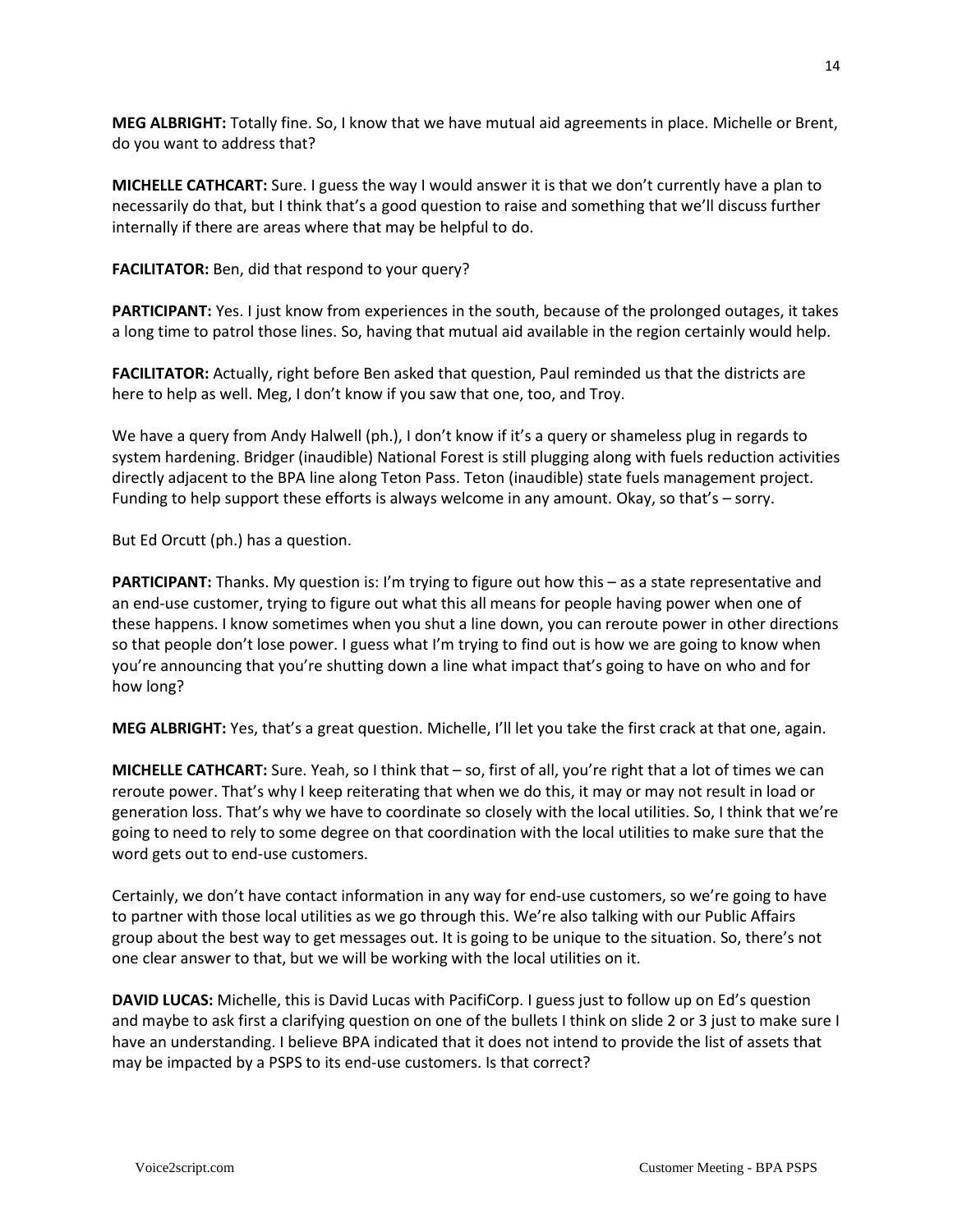**MEG ALBRIGHT:** Totally fine. So, I know that we have mutual aid agreements in place. Michelle or Brent, do you want to address that?

**MICHELLE CATHCART:** Sure. I guess the way I would answer it is that we don't currently have a plan to necessarily do that, but I think that's a good question to raise and something that we'll discuss further internally if there are areas where that may be helpful to do.

**FACILITATOR:** Ben, did that respond to your query?

**PARTICIPANT:** Yes. I just know from experiences in the south, because of the prolonged outages, it takes a long time to patrol those lines. So, having that mutual aid available in the region certainly would help.

**FACILITATOR:** Actually, right before Ben asked that question, Paul reminded us that the districts are here to help as well. Meg, I don't know if you saw that one, too, and Troy.

We have a query from Andy Halwell (ph.), I don't know if it's a query or shameless plug in regards to system hardening. Bridger (inaudible) National Forest is still plugging along with fuels reduction activities directly adjacent to the BPA line along Teton Pass. Teton (inaudible) state fuels management project. Funding to help support these efforts is always welcome in any amount. Okay, so that's – sorry.

But Ed Orcutt (ph.) has a question.

**PARTICIPANT:** Thanks. My question is: I'm trying to figure out how this – as a state representative and an end-use customer, trying to figure out what this all means for people having power when one of these happens. I know sometimes when you shut a line down, you can reroute power in other directions so that people don't lose power. I guess what I'm trying to find out is how we are going to know when you're announcing that you're shutting down a line what impact that's going to have on who and for how long?

**MEG ALBRIGHT:** Yes, that's a great question. Michelle, I'll let you take the first crack at that one, again.

**MICHELLE CATHCART:** Sure. Yeah, so I think that – so, first of all, you're right that a lot of times we can reroute power. That's why I keep reiterating that when we do this, it may or may not result in load or generation loss. That's why we have to coordinate so closely with the local utilities. So, I think that we're going to need to rely to some degree on that coordination with the local utilities to make sure that the word gets out to end-use customers.

Certainly, we don't have contact information in any way for end-use customers, so we're going to have to partner with those local utilities as we go through this. We're also talking with our Public Affairs group about the best way to get messages out. It is going to be unique to the situation. So, there's not one clear answer to that, but we will be working with the local utilities on it.

**DAVID LUCAS:** Michelle, this is David Lucas with PacifiCorp. I guess just to follow up on Ed's question and maybe to ask first a clarifying question on one of the bullets I think on slide 2 or 3 just to make sure I have an understanding. I believe BPA indicated that it does not intend to provide the list of assets that may be impacted by a PSPS to its end-use customers. Is that correct?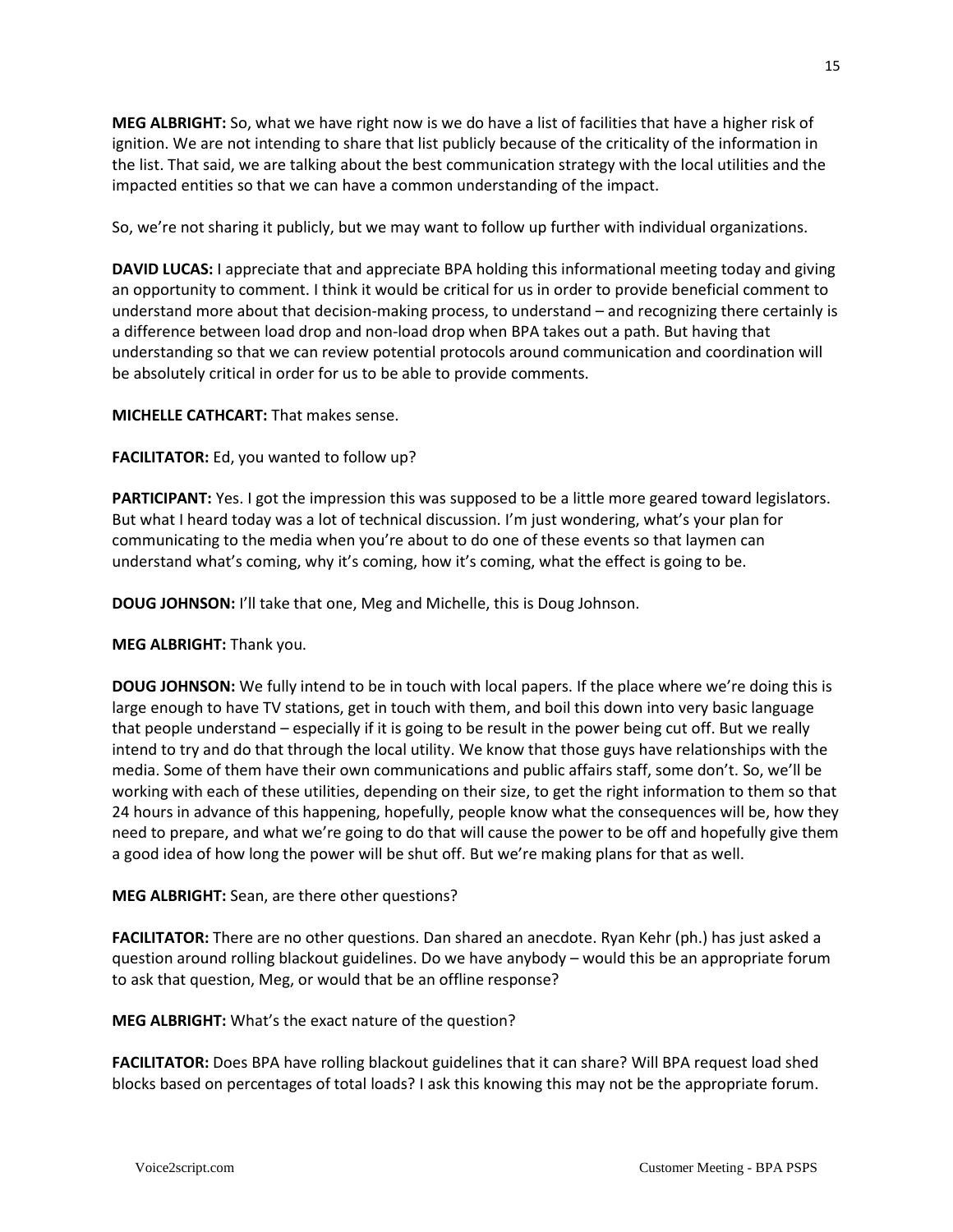**MEG ALBRIGHT:** So, what we have right now is we do have a list of facilities that have a higher risk of ignition. We are not intending to share that list publicly because of the criticality of the information in the list. That said, we are talking about the best communication strategy with the local utilities and the impacted entities so that we can have a common understanding of the impact.

So, we're not sharing it publicly, but we may want to follow up further with individual organizations.

**DAVID LUCAS:** I appreciate that and appreciate BPA holding this informational meeting today and giving an opportunity to comment. I think it would be critical for us in order to provide beneficial comment to understand more about that decision-making process, to understand – and recognizing there certainly is a difference between load drop and non-load drop when BPA takes out a path. But having that understanding so that we can review potential protocols around communication and coordination will be absolutely critical in order for us to be able to provide comments.

**MICHELLE CATHCART:** That makes sense.

**FACILITATOR:** Ed, you wanted to follow up?

**PARTICIPANT:** Yes. I got the impression this was supposed to be a little more geared toward legislators. But what I heard today was a lot of technical discussion. I'm just wondering, what's your plan for communicating to the media when you're about to do one of these events so that laymen can understand what's coming, why it's coming, how it's coming, what the effect is going to be.

**DOUG JOHNSON:** I'll take that one, Meg and Michelle, this is Doug Johnson.

**MEG ALBRIGHT:** Thank you.

**DOUG JOHNSON:** We fully intend to be in touch with local papers. If the place where we're doing this is large enough to have TV stations, get in touch with them, and boil this down into very basic language that people understand – especially if it is going to be result in the power being cut off. But we really intend to try and do that through the local utility. We know that those guys have relationships with the media. Some of them have their own communications and public affairs staff, some don't. So, we'll be working with each of these utilities, depending on their size, to get the right information to them so that 24 hours in advance of this happening, hopefully, people know what the consequences will be, how they need to prepare, and what we're going to do that will cause the power to be off and hopefully give them a good idea of how long the power will be shut off. But we're making plans for that as well.

**MEG ALBRIGHT:** Sean, are there other questions?

**FACILITATOR:** There are no other questions. Dan shared an anecdote. Ryan Kehr (ph.) has just asked a question around rolling blackout guidelines. Do we have anybody – would this be an appropriate forum to ask that question, Meg, or would that be an offline response?

**MEG ALBRIGHT:** What's the exact nature of the question?

**FACILITATOR:** Does BPA have rolling blackout guidelines that it can share? Will BPA request load shed blocks based on percentages of total loads? I ask this knowing this may not be the appropriate forum.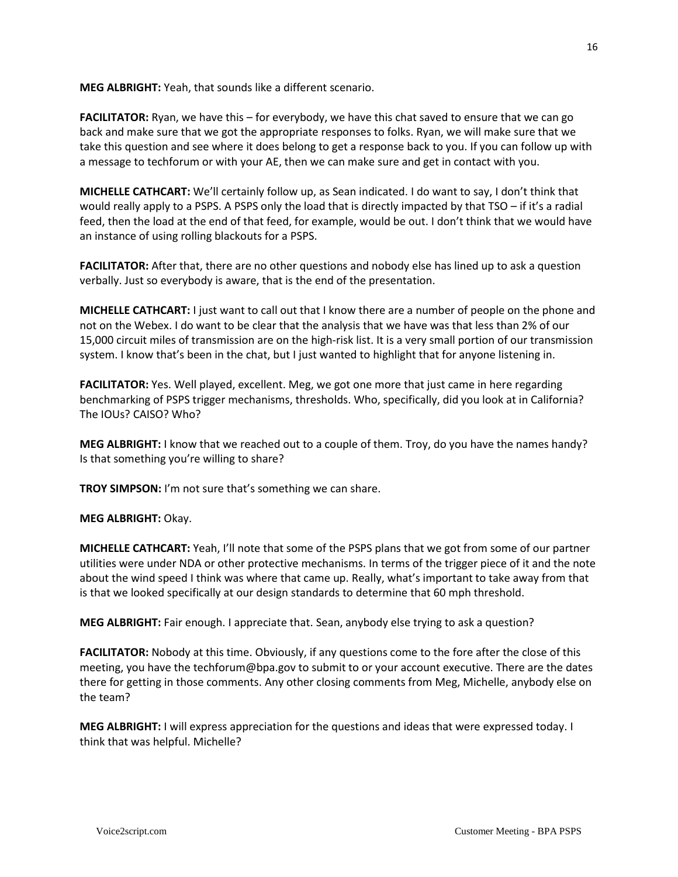**MEG ALBRIGHT:** Yeah, that sounds like a different scenario.

**FACILITATOR:** Ryan, we have this – for everybody, we have this chat saved to ensure that we can go back and make sure that we got the appropriate responses to folks. Ryan, we will make sure that we take this question and see where it does belong to get a response back to you. If you can follow up with a message to techforum or with your AE, then we can make sure and get in contact with you.

**MICHELLE CATHCART:** We'll certainly follow up, as Sean indicated. I do want to say, I don't think that would really apply to a PSPS. A PSPS only the load that is directly impacted by that TSO – if it's a radial feed, then the load at the end of that feed, for example, would be out. I don't think that we would have an instance of using rolling blackouts for a PSPS.

**FACILITATOR:** After that, there are no other questions and nobody else has lined up to ask a question verbally. Just so everybody is aware, that is the end of the presentation.

**MICHELLE CATHCART:** I just want to call out that I know there are a number of people on the phone and not on the Webex. I do want to be clear that the analysis that we have was that less than 2% of our 15,000 circuit miles of transmission are on the high-risk list. It is a very small portion of our transmission system. I know that's been in the chat, but I just wanted to highlight that for anyone listening in.

**FACILITATOR:** Yes. Well played, excellent. Meg, we got one more that just came in here regarding benchmarking of PSPS trigger mechanisms, thresholds. Who, specifically, did you look at in California? The IOUs? CAISO? Who?

**MEG ALBRIGHT:** I know that we reached out to a couple of them. Troy, do you have the names handy? Is that something you're willing to share?

**TROY SIMPSON:** I'm not sure that's something we can share.

**MEG ALBRIGHT:** Okay.

**MICHELLE CATHCART:** Yeah, I'll note that some of the PSPS plans that we got from some of our partner utilities were under NDA or other protective mechanisms. In terms of the trigger piece of it and the note about the wind speed I think was where that came up. Really, what's important to take away from that is that we looked specifically at our design standards to determine that 60 mph threshold.

**MEG ALBRIGHT:** Fair enough. I appreciate that. Sean, anybody else trying to ask a question?

**FACILITATOR:** Nobody at this time. Obviously, if any questions come to the fore after the close of this meeting, you have the techforum@bpa.gov to submit to or your account executive. There are the dates there for getting in those comments. Any other closing comments from Meg, Michelle, anybody else on the team?

**MEG ALBRIGHT:** I will express appreciation for the questions and ideas that were expressed today. I think that was helpful. Michelle?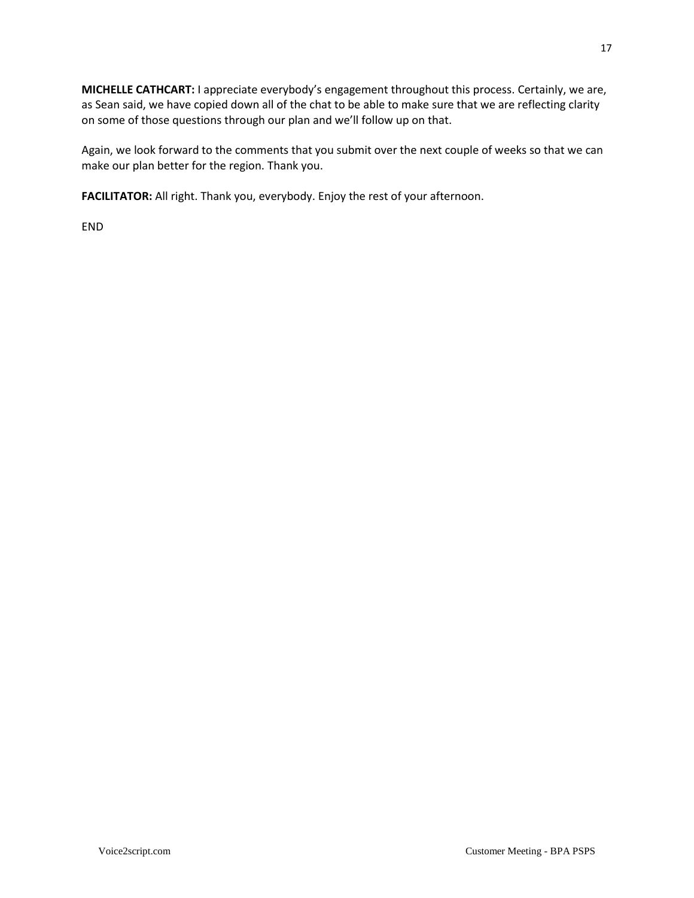**MICHELLE CATHCART:** I appreciate everybody's engagement throughout this process. Certainly, we are, as Sean said, we have copied down all of the chat to be able to make sure that we are reflecting clarity on some of those questions through our plan and we'll follow up on that.

Again, we look forward to the comments that you submit over the next couple of weeks so that we can make our plan better for the region. Thank you.

**FACILITATOR:** All right. Thank you, everybody. Enjoy the rest of your afternoon.

END